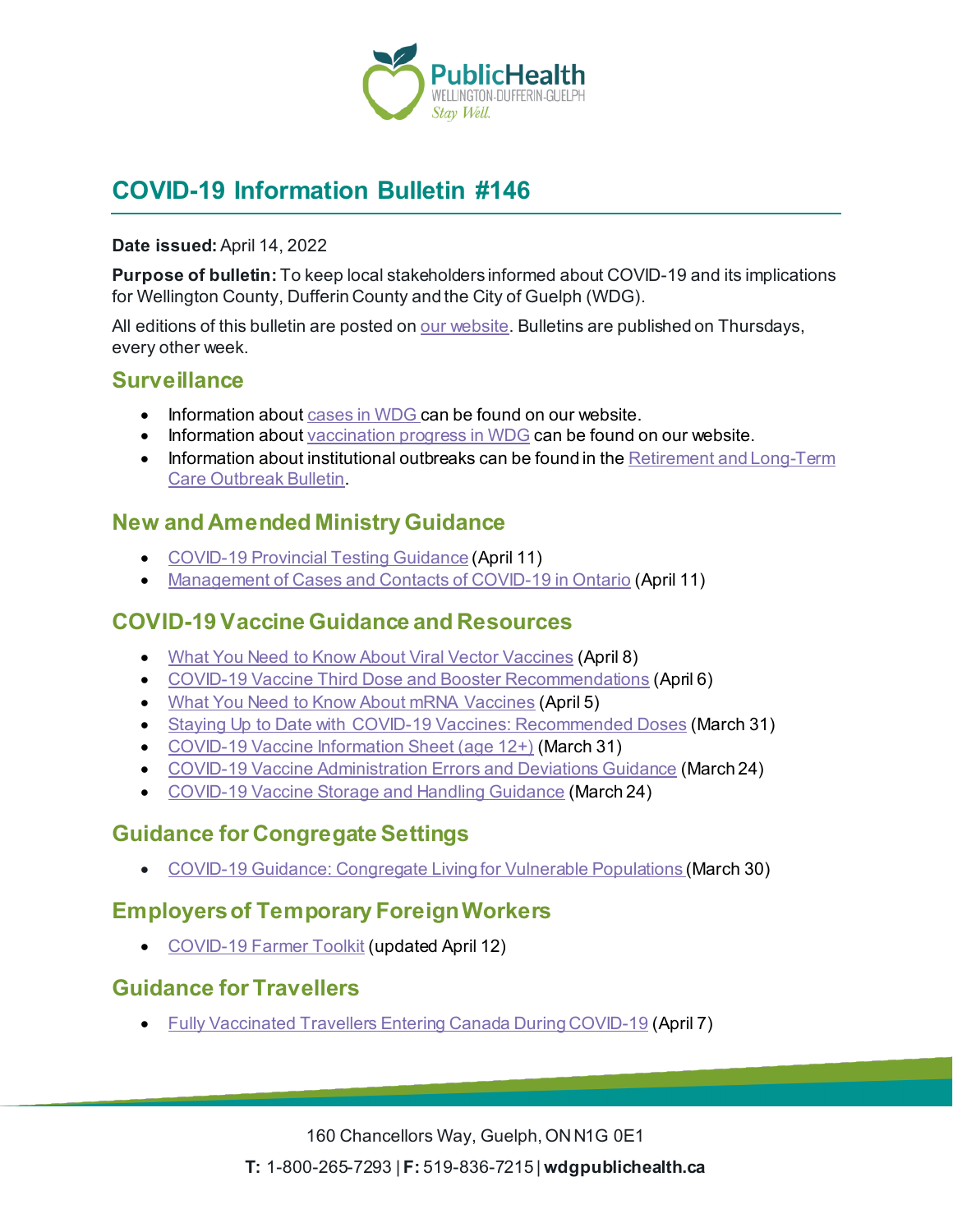# COVID-19 Information Bulletin #146

**Date issued:** April 14, 2022

**Purpose of bulletin:** To keep local stakeholders informed about COVID-19 and its implications for Wellington County, Dufferin County and the City of Guelph (WDG).

All editions of this bulletin are posted on our website. Bulletins are published on Thursdays, every other week.

## Surveillance

- Information about cases in WDG can be found on our website.
- Information about vaccination progress in WDG can be found on our website.
- Information about institutional outbreaks can be found in the Retirement and Long-Term Care Outbreak Bulletin.

## New and Amended Ministry Guidance

- COVID-19 Provincial Testing Guidance (April 11)
- Management of Cases and Contacts of COVID-19 in Ontario (April 11)

## COVID-19 Vaccine Guidance and Resources

- What You Need to Know About Viral Vector Vaccines (April 8)
- COVID-19 Vaccine Third Dose and Booster Recommendations (April 6)
- What You Need to Know About mRNA Vaccines (April 5)
- Staying Up to Date with COVID-19 Vaccines: Recommended Doses (March 31)
- COVID-19 Vaccine Information Sheet (age 12+) (March 31)
- COVID-19 Vaccine Administration Errors and Deviations Guidance (March 24)
- COVID-19 Vaccine Storage and Handling Guidance (March 24)

## Guidance for Congregate Settings

- COVID-19 Guidance: Congregate Living for Vulnerable Populations (March 30)

## Employers of Temporary Foreign Workers

- COVID-19 Farmer Toolkit (updated April 12)

## Guidance for Travellers

- Fully Vaccinated Travellers Entering Canada During COVID-19 (April 7)

160 Chancellors Way, Guelph, ON N1G 0E1

**T:** 1-800-265-7293 | **F:** 519-836-7215 | **wdgpublichealth.ca**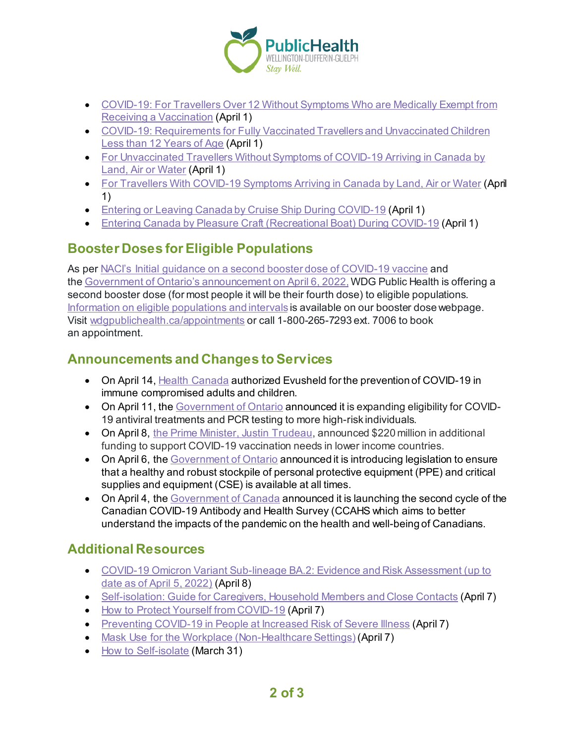- COVID-19: For Travellers Over 12 Without Symptoms Who are Medically Exempt from Receiving a Vaccination (April 1)
- COVID-19: Requirements for Fully Vaccinated Travellers and Unvaccinated Children Less than 12 Years of Age (April 1)
- For Unvaccinated Travellers Without Symptoms of COVID-19 Arriving in Canada by Land, Air or Water (April 1)
- For Travellers With COVID-19 Symptoms Arriving in Canada by Land, Air or Water (April 1)
- Entering or Leaving Canada by Cruise Ship During COVID-19 (April 1)
- Entering Canada by Pleasure Craft (Recreational Boat) During COVID-19 (April 1)

## Booster Doses for Eligible Populations

As per NACI's Initial guidance on a second booster dose of COVID-19 vaccine and the Government of Ontario's announcement on April 6, 2022, WDG Public Health is offering a second booster dose (for most people it will be their fourth dose) to eligible populations. Information on eligible populations and intervals is available on our booster dose webpage. Visit wdgpublichealth.ca/appointments or call 1-800-265-7293 ext. 7006 to book an appointment.

## Announcements and Changes to Services

- On April 14, Health Canada authorized Evusheld for the prevention of COVID-19 in immune compromised adults and children.
- On April 11, the Government of Ontario announced it is expanding eligibility for COVID-19 antiviral treatments and PCR testing to more high-risk individuals.
- On April 8, the Prime Minister, Justin Trudeau, announced $220 million in additional funding to support COVID-19 vaccination needs in lower income countries.
- On April 6, the Government of Ontario announced it is introducing legislation to ensure that a healthy and robust stockpile of personal protective equipment (PPE) and critical supplies and equipment (CSE) is available at all times.
- On April 4, the Government of Canada announced it is launching the second cycle of the Canadian COVID-19 Antibody and Health Survey (CCAHS which aims to better understand the impacts of the pandemic on the health and well-being of Canadians.

## Additional Resources

- COVID-19 Omicron Variant Sub-lineage BA.2: Evidence and Risk Assessment (up to date as of April 5, 2022) (April 8)
- Self-isolation: Guide for Caregivers, Household Members and Close Contacts (April 7)
- How to Protect Yourself from COVID-19 (April 7)
- Preventing COVID-19 in People at Increased Risk of Severe Illness (April 7)
- Mask Use for the Workplace (Non-Healthcare Settings) (April 7)
- How to Self-isolate (March 31)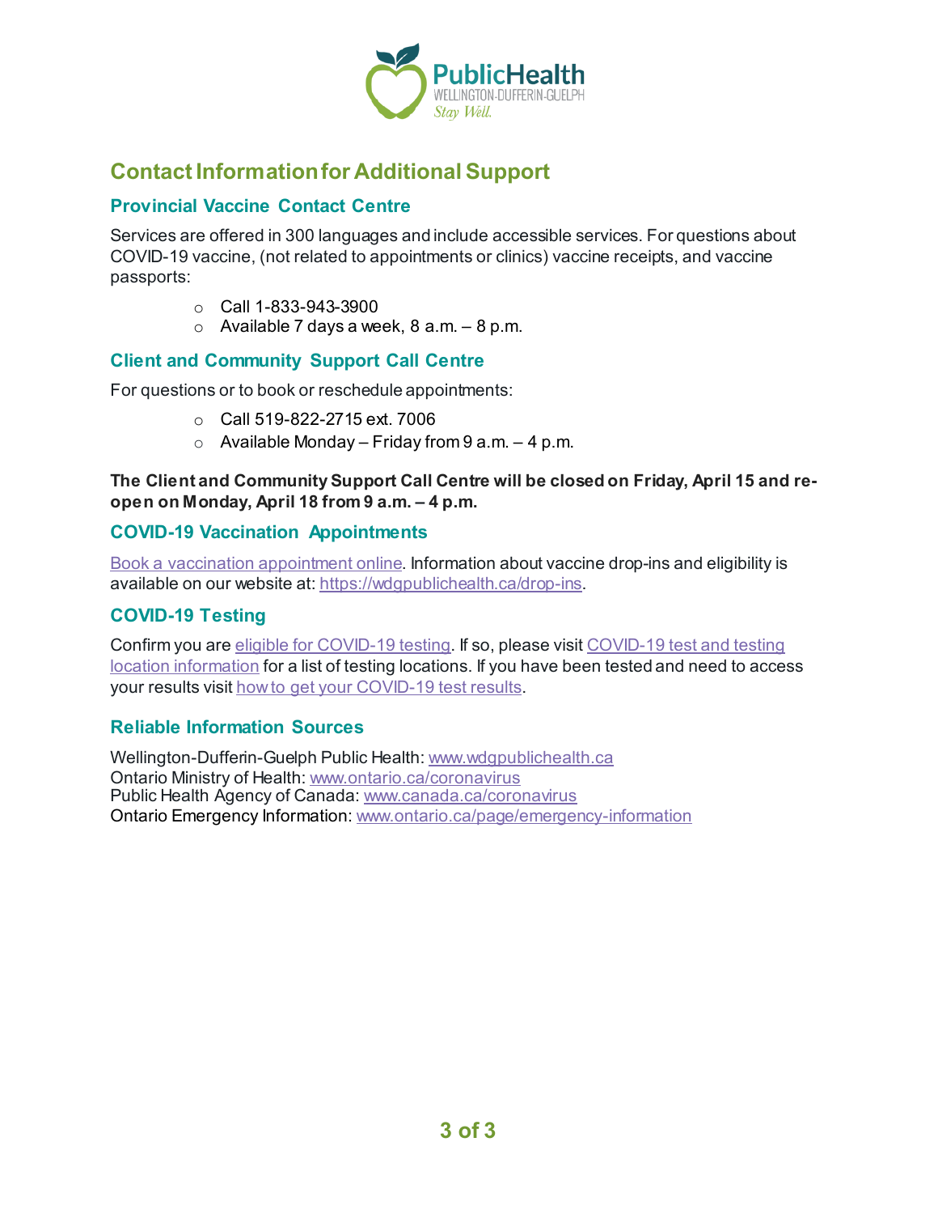## Contact Information for Additional Support

### Provincial Vaccine Contact Centre

Services are offered in 300 languages and include accessible services. For questions about COVID-19 vaccine, (not related to appointments or clinics) vaccine receipts, and vaccine passports:

- Call 1-833-943-3900
- Available 7 days a week, 8 a.m. – 8 p.m.

### Client and Community Support Call Centre

For questions or to book or reschedule appointments:

- Call 519-822-2715 ext. 7006
- Available Monday – Friday from 9 a.m. – 4 p.m.

**The Client and Community Support Call Centre will be closed on Friday, April 15 and re-open on Monday, April 18 from 9 a.m. – 4 p.m.**

### COVID-19 Vaccination Appointments

Book a vaccination appointment online. Information about vaccine drop-ins and eligibility is available on our website at: https://wdgpublichealth.ca/drop-ins.

### COVID-19 Testing

Confirm you are eligible for COVID-19 testing. If so, please visit COVID-19 test and testing location information for a list of testing locations. If you have been tested and need to access your results visit how to get your COVID-19 test results.

### Reliable Information Sources

Wellington-Dufferin-Guelph Public Health: www.wdgpublichealth.ca
Ontario Ministry of Health: www.ontario.ca/coronavirus
Public Health Agency of Canada: www.canada.ca/coronavirus
Ontario Emergency Information: www.ontario.ca/page/emergency-information